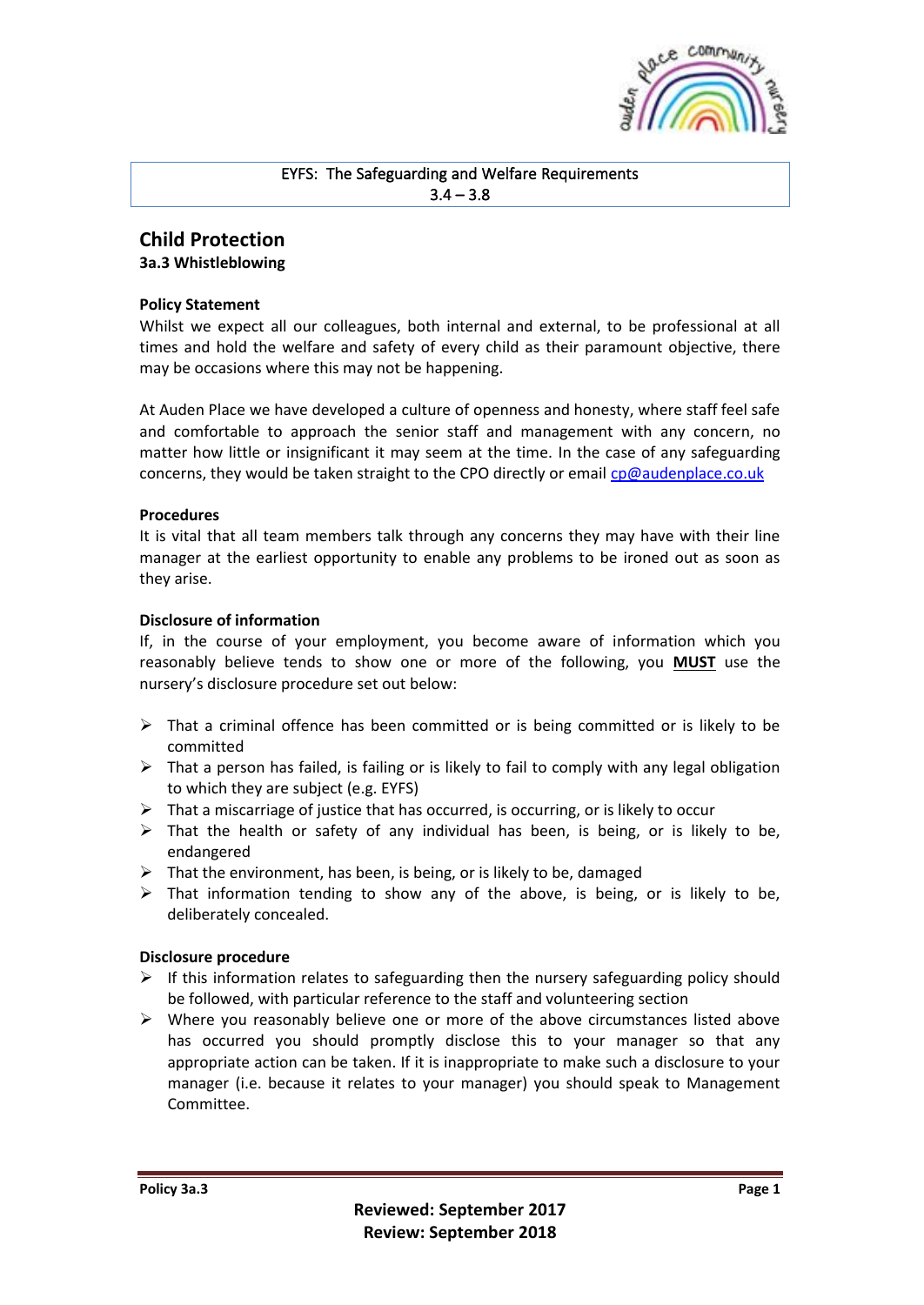EYFS: The Safeguarding and Welfare Requirements
3.4 – 3.8

# Child Protection

## 3a.3 Whistleblowing

**Policy Statement**

Whilst we expect all our colleagues, both internal and external, to be professional at all times and hold the welfare and safety of every child as their paramount objective, there may be occasions where this may not be happening.

At Auden Place we have developed a culture of openness and honesty, where staff feel safe and comfortable to approach the senior staff and management with any concern, no matter how little or insignificant it may seem at the time. In the case of any safeguarding concerns, they would be taken straight to the CPO directly or email cp@audenplace.co.uk

**Procedures**

It is vital that all team members talk through any concerns they may have with their line manager at the earliest opportunity to enable any problems to be ironed out as soon as they arise.

**Disclosure of information**

If, in the course of your employment, you become aware of information which you reasonably believe tends to show one or more of the following, you **MUST** use the nursery's disclosure procedure set out below:

- That a criminal offence has been committed or is being committed or is likely to be committed
- That a person has failed, is failing or is likely to fail to comply with any legal obligation to which they are subject (e.g. EYFS)
- That a miscarriage of justice that has occurred, is occurring, or is likely to occur
- That the health or safety of any individual has been, is being, or is likely to be, endangered
- That the environment, has been, is being, or is likely to be, damaged
- That information tending to show any of the above, is being, or is likely to be, deliberately concealed.

**Disclosure procedure**

- If this information relates to safeguarding then the nursery safeguarding policy should be followed, with particular reference to the staff and volunteering section
- Where you reasonably believe one or more of the above circumstances listed above has occurred you should promptly disclose this to your manager so that any appropriate action can be taken. If it is inappropriate to make such a disclosure to your manager (i.e. because it relates to your manager) you should speak to Management Committee.

**Reviewed: September 2017**
**Review: September 2018**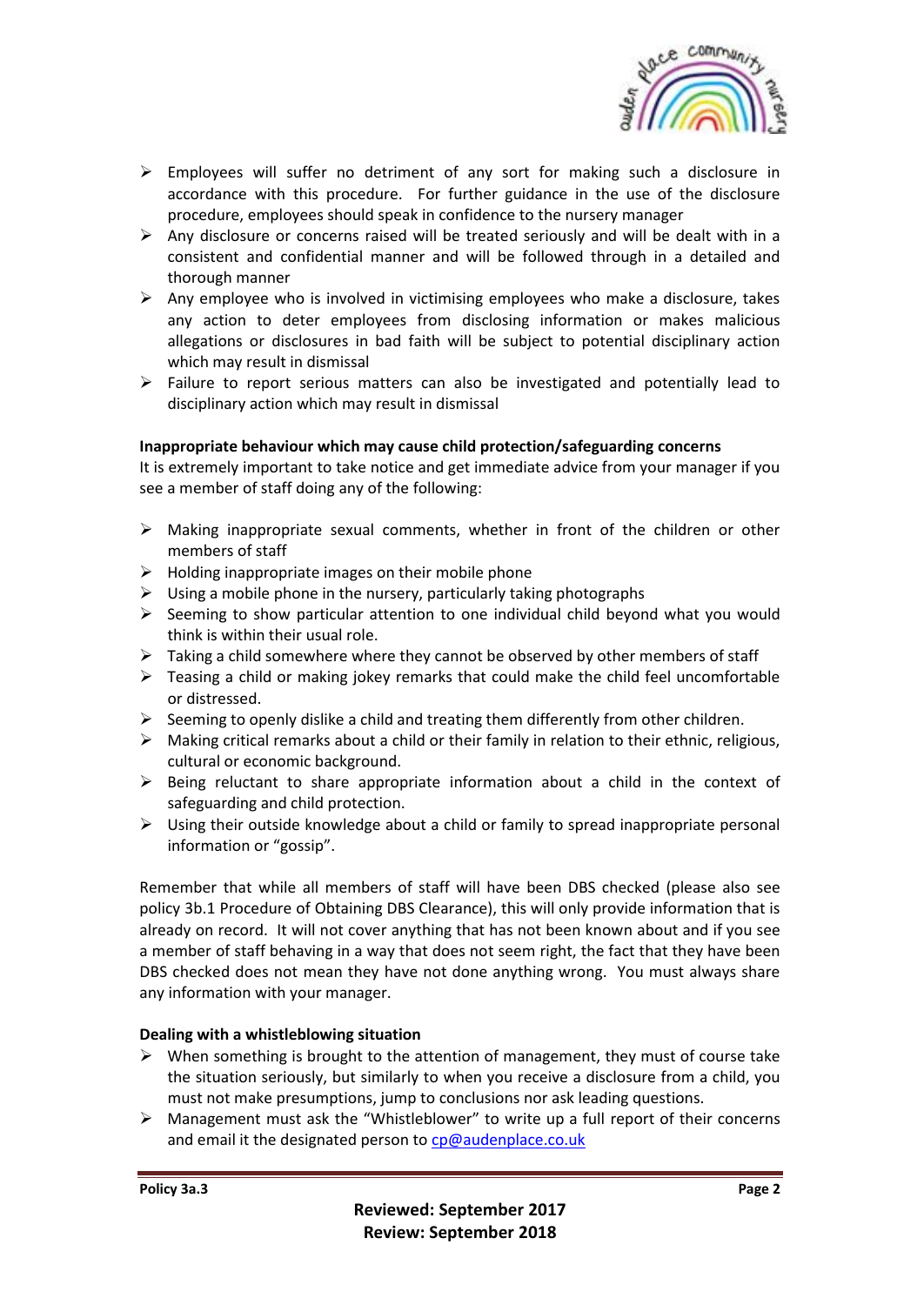- Employees will suffer no detriment of any sort for making such a disclosure in accordance with this procedure. For further guidance in the use of the disclosure procedure, employees should speak in confidence to the nursery manager
- Any disclosure or concerns raised will be treated seriously and will be dealt with in a consistent and confidential manner and will be followed through in a detailed and thorough manner
- Any employee who is involved in victimising employees who make a disclosure, takes any action to deter employees from disclosing information or makes malicious allegations or disclosures in bad faith will be subject to potential disciplinary action which may result in dismissal
- Failure to report serious matters can also be investigated and potentially lead to disciplinary action which may result in dismissal

**Inappropriate behaviour which may cause child protection/safeguarding concerns**

It is extremely important to take notice and get immediate advice from your manager if you see a member of staff doing any of the following:

- Making inappropriate sexual comments, whether in front of the children or other members of staff
- Holding inappropriate images on their mobile phone
- Using a mobile phone in the nursery, particularly taking photographs
- Seeming to show particular attention to one individual child beyond what you would think is within their usual role.
- Taking a child somewhere where they cannot be observed by other members of staff
- Teasing a child or making jokey remarks that could make the child feel uncomfortable or distressed.
- Seeming to openly dislike a child and treating them differently from other children.
- Making critical remarks about a child or their family in relation to their ethnic, religious, cultural or economic background.
- Being reluctant to share appropriate information about a child in the context of safeguarding and child protection.
- Using their outside knowledge about a child or family to spread inappropriate personal information or "gossip".

Remember that while all members of staff will have been DBS checked (please also see policy 3b.1 Procedure of Obtaining DBS Clearance), this will only provide information that is already on record. It will not cover anything that has not been known about and if you see a member of staff behaving in a way that does not seem right, the fact that they have been DBS checked does not mean they have not done anything wrong. You must always share any information with your manager.

**Dealing with a whistleblowing situation**

- When something is brought to the attention of management, they must of course take the situation seriously, but similarly to when you receive a disclosure from a child, you must not make presumptions, jump to conclusions nor ask leading questions.
- Management must ask the "Whistleblower" to write up a full report of their concerns and email it the designated person to cp@audenplace.co.uk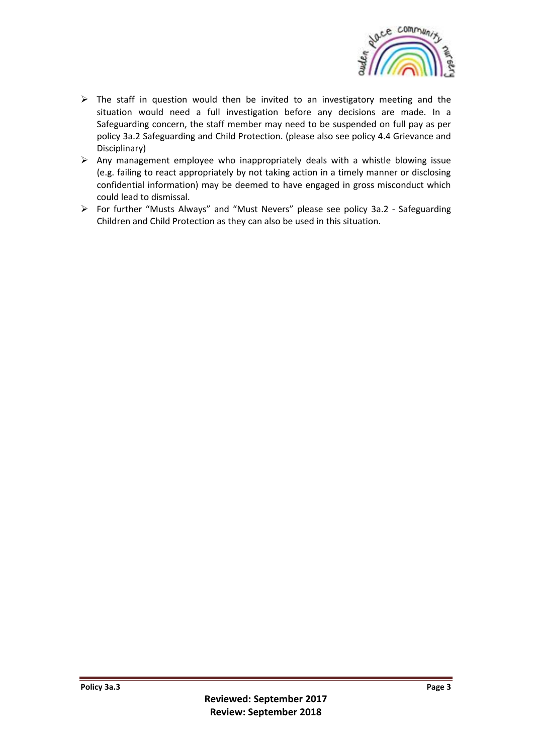- The staff in question would then be invited to an investigatory meeting and the situation would need a full investigation before any decisions are made. In a Safeguarding concern, the staff member may need to be suspended on full pay as per policy 3a.2 Safeguarding and Child Protection. (please also see policy 4.4 Grievance and Disciplinary)
- Any management employee who inappropriately deals with a whistle blowing issue (e.g. failing to react appropriately by not taking action in a timely manner or disclosing confidential information) may be deemed to have engaged in gross misconduct which could lead to dismissal.
- For further "Musts Always" and "Must Nevers" please see policy 3a.2 - Safeguarding Children and Child Protection as they can also be used in this situation.